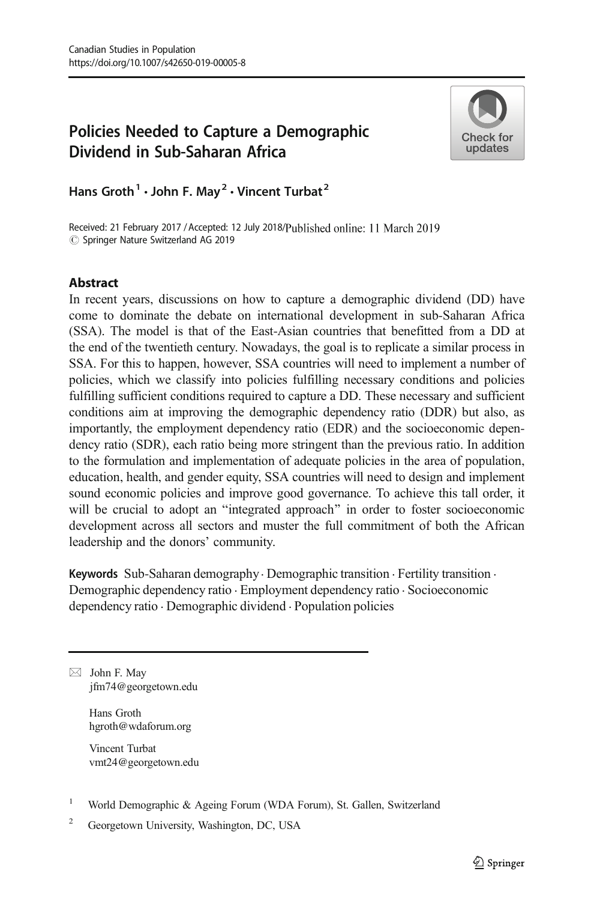Canadian Studies in Population
https://doi.org/10.1007/s42650-019-00005-8

# Policies Needed to Capture a Demographic Dividend in Sub-Saharan Africa

Hans Groth[1] · John F. May[2] · Vincent Turbat[2]

Received: 21 February 2017 / Accepted: 12 July 2018/Published online: 11 March 2019
© Springer Nature Switzerland AG 2019

## Abstract

In recent years, discussions on how to capture a demographic dividend (DD) have come to dominate the debate on international development in sub-Saharan Africa (SSA). The model is that of the East-Asian countries that benefitted from a DD at the end of the twentieth century. Nowadays, the goal is to replicate a similar process in SSA. For this to happen, however, SSA countries will need to implement a number of policies, which we classify into policies fulfilling necessary conditions and policies fulfilling sufficient conditions required to capture a DD. These necessary and sufficient conditions aim at improving the demographic dependency ratio (DDR) but also, as importantly, the employment dependency ratio (EDR) and the socioeconomic dependency ratio (SDR), each ratio being more stringent than the previous ratio. In addition to the formulation and implementation of adequate policies in the area of population, education, health, and gender equity, SSA countries will need to design and implement sound economic policies and improve good governance. To achieve this tall order, it will be crucial to adopt an "integrated approach" in order to foster socioeconomic development across all sectors and muster the full commitment of both the African leadership and the donors' community.

**Keywords** Sub-Saharan demography · Demographic transition · Fertility transition · Demographic dependency ratio · Employment dependency ratio · Socioeconomic dependency ratio · Demographic dividend · Population policies

---

✉ John F. May
jfm74@georgetown.edu

Hans Groth
hgroth@wdaforum.org

Vincent Turbat
vmt24@georgetown.edu

[1] World Demographic & Ageing Forum (WDA Forum), St. Gallen, Switzerland

[2] Georgetown University, Washington, DC, USA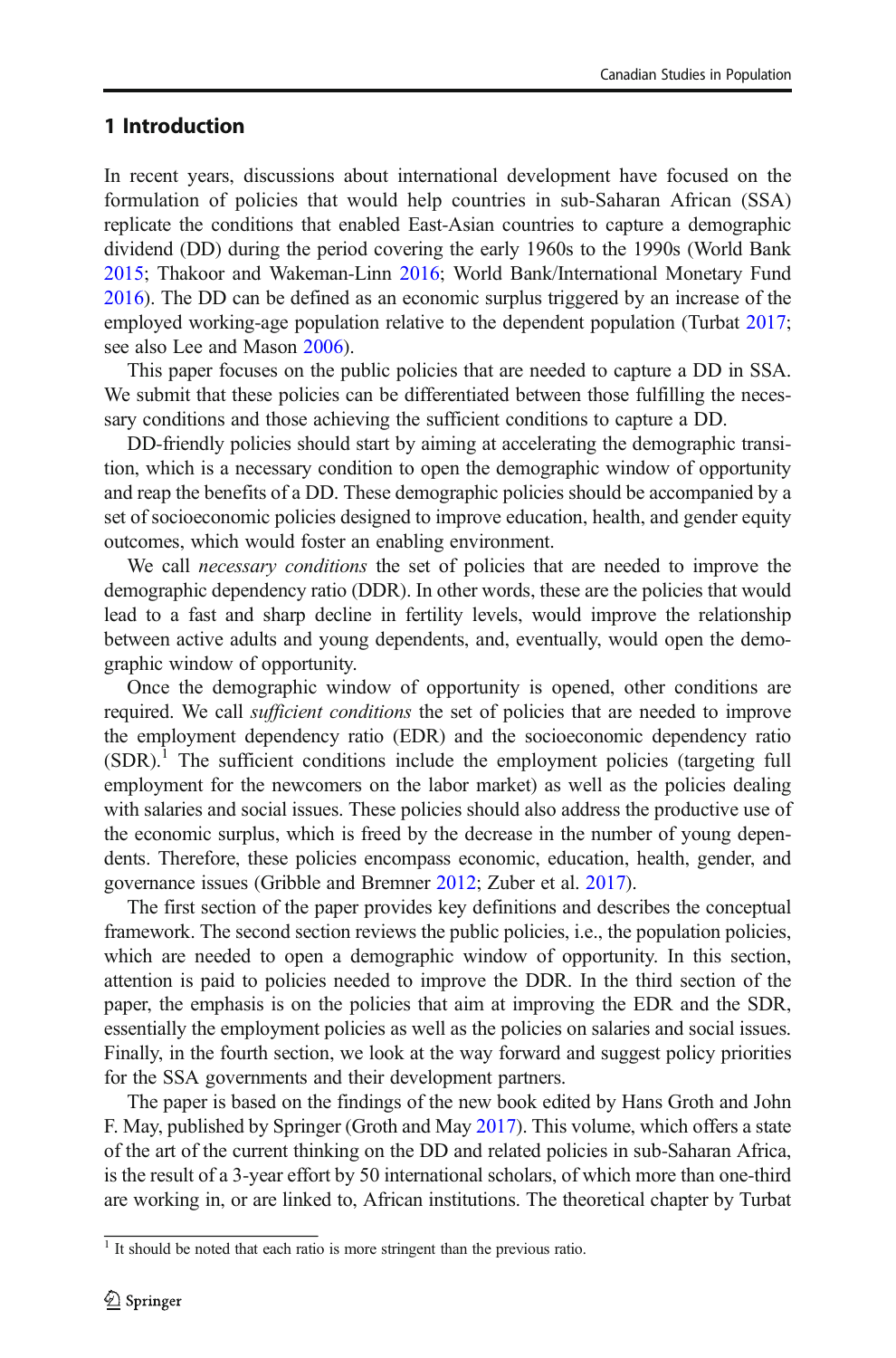## 1 Introduction

In recent years, discussions about international development have focused on the formulation of policies that would help countries in sub-Saharan African (SSA) replicate the conditions that enabled East-Asian countries to capture a demographic dividend (DD) during the period covering the early 1960s to the 1990s (World Bank 2015; Thakoor and Wakeman-Linn 2016; World Bank/International Monetary Fund 2016). The DD can be defined as an economic surplus triggered by an increase of the employed working-age population relative to the dependent population (Turbat 2017; see also Lee and Mason 2006).

This paper focuses on the public policies that are needed to capture a DD in SSA. We submit that these policies can be differentiated between those fulfilling the necessary conditions and those achieving the sufficient conditions to capture a DD.

DD-friendly policies should start by aiming at accelerating the demographic transition, which is a necessary condition to open the demographic window of opportunity and reap the benefits of a DD. These demographic policies should be accompanied by a set of socioeconomic policies designed to improve education, health, and gender equity outcomes, which would foster an enabling environment.

We call *necessary conditions* the set of policies that are needed to improve the demographic dependency ratio (DDR). In other words, these are the policies that would lead to a fast and sharp decline in fertility levels, would improve the relationship between active adults and young dependents, and, eventually, would open the demographic window of opportunity.

Once the demographic window of opportunity is opened, other conditions are required. We call *sufficient conditions* the set of policies that are needed to improve the employment dependency ratio (EDR) and the socioeconomic dependency ratio (SDR).[1] The sufficient conditions include the employment policies (targeting full employment for the newcomers on the labor market) as well as the policies dealing with salaries and social issues. These policies should also address the productive use of the economic surplus, which is freed by the decrease in the number of young dependents. Therefore, these policies encompass economic, education, health, gender, and governance issues (Gribble and Bremner 2012; Zuber et al. 2017).

The first section of the paper provides key definitions and describes the conceptual framework. The second section reviews the public policies, i.e., the population policies, which are needed to open a demographic window of opportunity. In this section, attention is paid to policies needed to improve the DDR. In the third section of the paper, the emphasis is on the policies that aim at improving the EDR and the SDR, essentially the employment policies as well as the policies on salaries and social issues. Finally, in the fourth section, we look at the way forward and suggest policy priorities for the SSA governments and their development partners.

The paper is based on the findings of the new book edited by Hans Groth and John F. May, published by Springer (Groth and May 2017). This volume, which offers a state of the art of the current thinking on the DD and related policies in sub-Saharan Africa, is the result of a 3-year effort by 50 international scholars, of which more than one-third are working in, or are linked to, African institutions. The theoretical chapter by Turbat

[1] It should be noted that each ratio is more stringent than the previous ratio.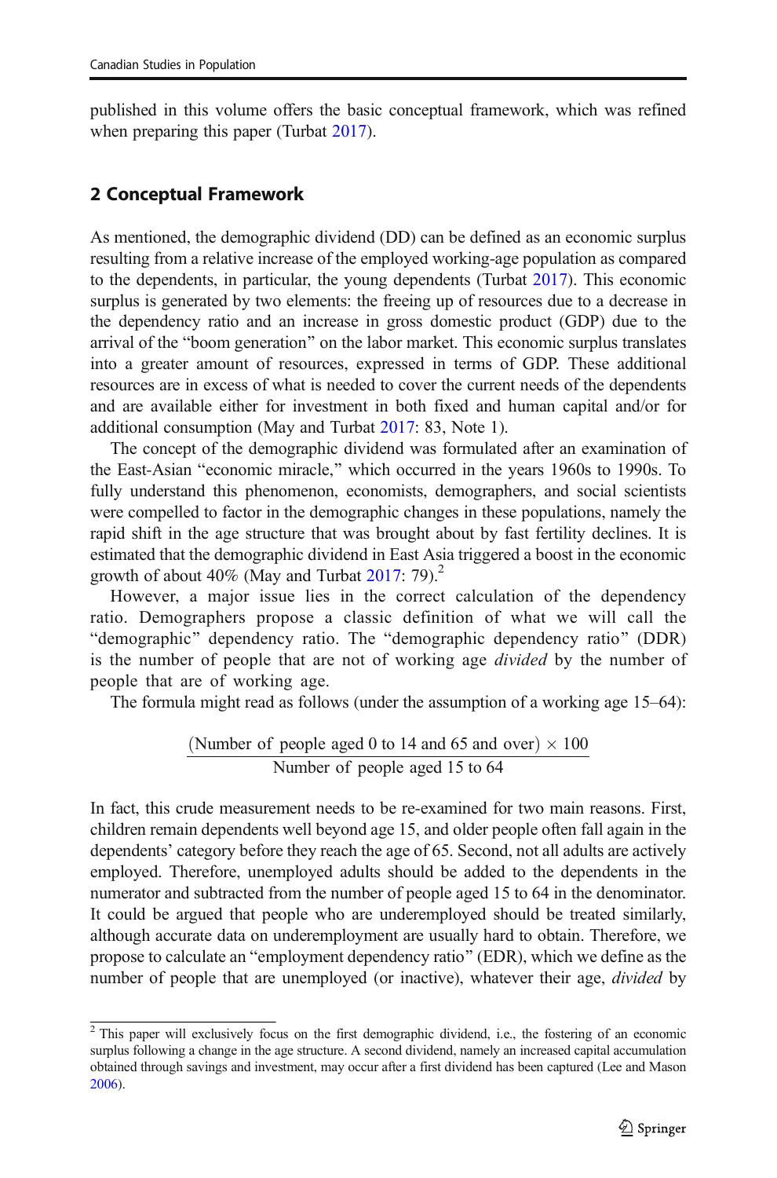published in this volume offers the basic conceptual framework, which was refined when preparing this paper (Turbat 2017).

## 2 Conceptual Framework

As mentioned, the demographic dividend (DD) can be defined as an economic surplus resulting from a relative increase of the employed working-age population as compared to the dependents, in particular, the young dependents (Turbat 2017). This economic surplus is generated by two elements: the freeing up of resources due to a decrease in the dependency ratio and an increase in gross domestic product (GDP) due to the arrival of the "boom generation" on the labor market. This economic surplus translates into a greater amount of resources, expressed in terms of GDP. These additional resources are in excess of what is needed to cover the current needs of the dependents and are available either for investment in both fixed and human capital and/or for additional consumption (May and Turbat 2017: 83, Note 1).

The concept of the demographic dividend was formulated after an examination of the East-Asian "economic miracle," which occurred in the years 1960s to 1990s. To fully understand this phenomenon, economists, demographers, and social scientists were compelled to factor in the demographic changes in these populations, namely the rapid shift in the age structure that was brought about by fast fertility declines. It is estimated that the demographic dividend in East Asia triggered a boost in the economic growth of about 40% (May and Turbat 2017: 79).[2]

However, a major issue lies in the correct calculation of the dependency ratio. Demographers propose a classic definition of what we will call the "demographic" dependency ratio. The "demographic dependency ratio" (DDR) is the number of people that are not of working age *divided* by the number of people that are of working age.

The formula might read as follows (under the assumption of a working age 15–64):

$$\frac{(\text{Number of people aged 0 to 14 and 65 and over}) \times 100}{\text{Number of people aged 15 to 64}}$$

In fact, this crude measurement needs to be re-examined for two main reasons. First, children remain dependents well beyond age 15, and older people often fall again in the dependents' category before they reach the age of 65. Second, not all adults are actively employed. Therefore, unemployed adults should be added to the dependents in the numerator and subtracted from the number of people aged 15 to 64 in the denominator. It could be argued that people who are underemployed should be treated similarly, although accurate data on underemployment are usually hard to obtain. Therefore, we propose to calculate an "employment dependency ratio" (EDR), which we define as the number of people that are unemployed (or inactive), whatever their age, *divided* by

[2] This paper will exclusively focus on the first demographic dividend, i.e., the fostering of an economic surplus following a change in the age structure. A second dividend, namely an increased capital accumulation obtained through savings and investment, may occur after a first dividend has been captured (Lee and Mason 2006).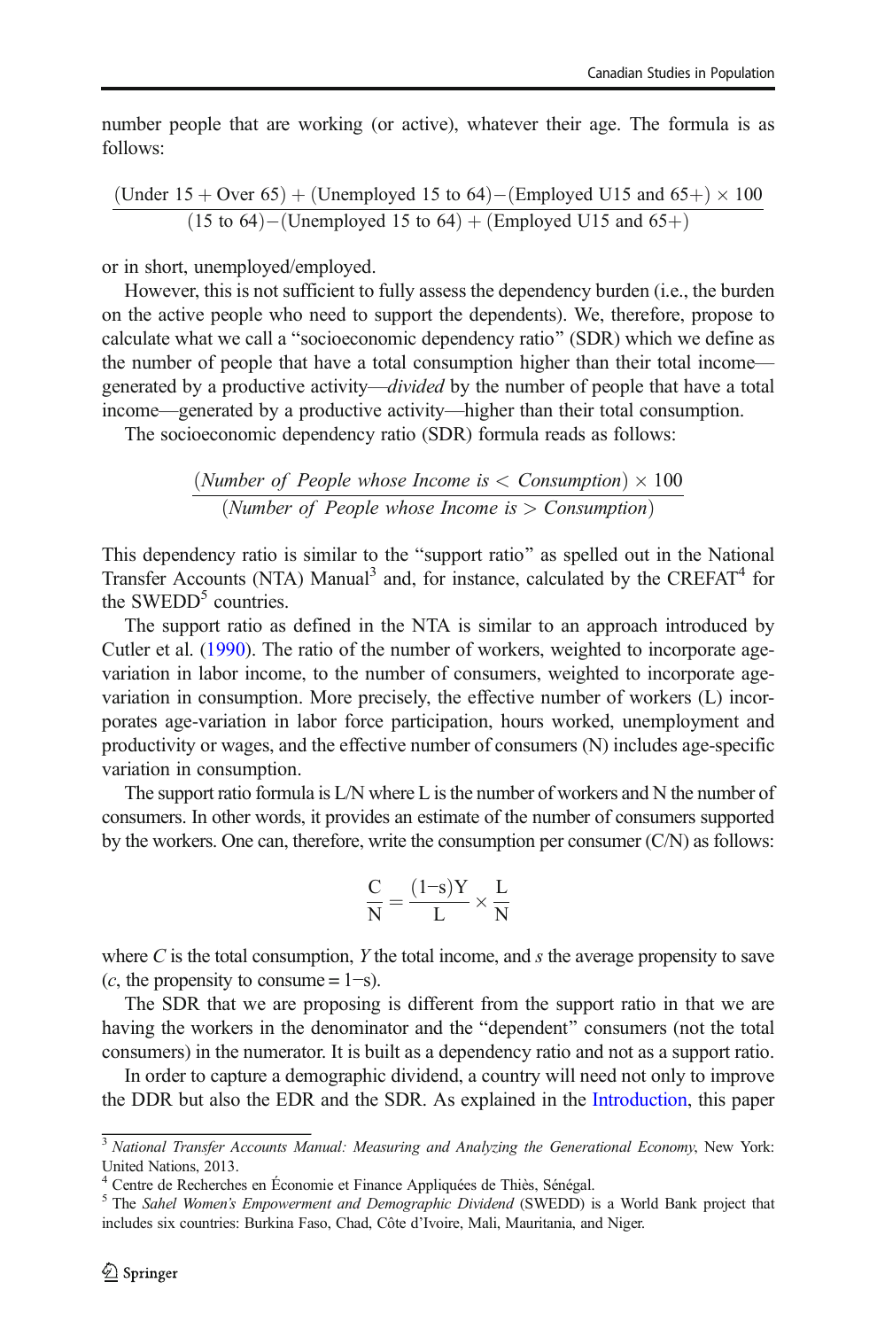number people that are working (or active), whatever their age. The formula is as follows:

$$\frac{(\text{Under 15} + \text{Over 65}) + (\text{Unemployed 15 to 64}) - (\text{Employed U15 and 65+}) \times 100}{(\text{15 to 64}) - (\text{Unemployed 15 to 64}) + (\text{Employed U15 and 65+})}$$

or in short, unemployed/employed.

However, this is not sufficient to fully assess the dependency burden (i.e., the burden on the active people who need to support the dependents). We, therefore, propose to calculate what we call a "socioeconomic dependency ratio" (SDR) which we define as the number of people that have a total consumption higher than their total income—generated by a productive activity—*divided* by the number of people that have a total income—generated by a productive activity—higher than their total consumption.

The socioeconomic dependency ratio (SDR) formula reads as follows:

$$\frac{(\textit{Number of People whose Income is} < \textit{Consumption}) \times 100}{(\textit{Number of People whose Income is} > \textit{Consumption})}$$

This dependency ratio is similar to the "support ratio" as spelled out in the National Transfer Accounts (NTA) Manual[3] and, for instance, calculated by the CREFAT[4] for the SWEDD[5] countries.

The support ratio as defined in the NTA is similar to an approach introduced by Cutler et al. (1990). The ratio of the number of workers, weighted to incorporate age-variation in labor income, to the number of consumers, weighted to incorporate age-variation in consumption. More precisely, the effective number of workers (L) incorporates age-variation in labor force participation, hours worked, unemployment and productivity or wages, and the effective number of consumers (N) includes age-specific variation in consumption.

The support ratio formula is L/N where L is the number of workers and N the number of consumers. In other words, it provides an estimate of the number of consumers supported by the workers. One can, therefore, write the consumption per consumer (C/N) as follows:

$$\frac{C}{N} = \frac{(1-s)Y}{L} \times \frac{L}{N}$$

where $C$ is the total consumption, $Y$ the total income, and $s$ the average propensity to save ($c$, the propensity to consume = 1−s).

The SDR that we are proposing is different from the support ratio in that we are having the workers in the denominator and the "dependent" consumers (not the total consumers) in the numerator. It is built as a dependency ratio and not as a support ratio.

In order to capture a demographic dividend, a country will need not only to improve the DDR but also the EDR and the SDR. As explained in the Introduction, this paper

---

[3] *National Transfer Accounts Manual: Measuring and Analyzing the Generational Economy*, New York: United Nations, 2013.

[4] Centre de Recherches en Économie et Finance Appliquées de Thiès, Sénégal.

[5] The *Sahel Women's Empowerment and Demographic Dividend* (SWEDD) is a World Bank project that includes six countries: Burkina Faso, Chad, Côte d'Ivoire, Mali, Mauritania, and Niger.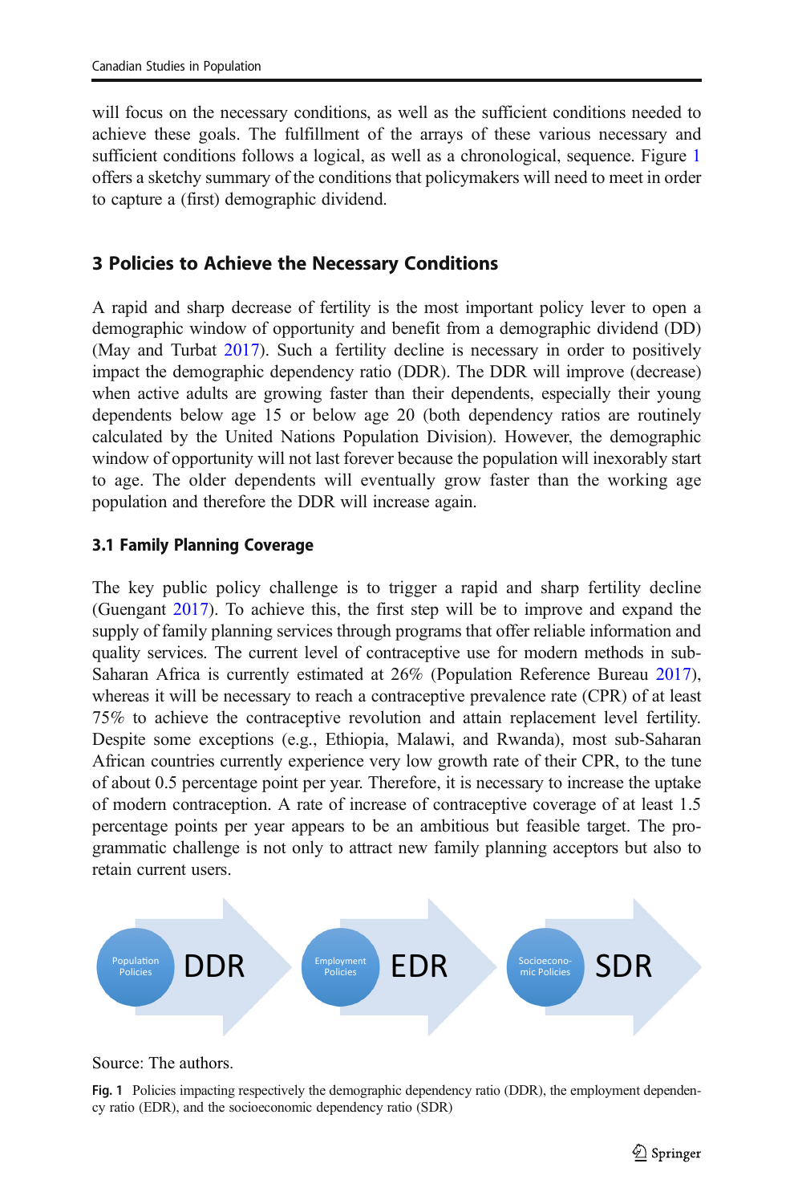will focus on the necessary conditions, as well as the sufficient conditions needed to achieve these goals. The fulfillment of the arrays of these various necessary and sufficient conditions follows a logical, as well as a chronological, sequence. Figure 1 offers a sketchy summary of the conditions that policymakers will need to meet in order to capture a (first) demographic dividend.

## 3 Policies to Achieve the Necessary Conditions

A rapid and sharp decrease of fertility is the most important policy lever to open a demographic window of opportunity and benefit from a demographic dividend (DD) (May and Turbat 2017). Such a fertility decline is necessary in order to positively impact the demographic dependency ratio (DDR). The DDR will improve (decrease) when active adults are growing faster than their dependents, especially their young dependents below age 15 or below age 20 (both dependency ratios are routinely calculated by the United Nations Population Division). However, the demographic window of opportunity will not last forever because the population will inexorably start to age. The older dependents will eventually grow faster than the working age population and therefore the DDR will increase again.

### 3.1 Family Planning Coverage

The key public policy challenge is to trigger a rapid and sharp fertility decline (Guengant 2017). To achieve this, the first step will be to improve and expand the supply of family planning services through programs that offer reliable information and quality services. The current level of contraceptive use for modern methods in sub-Saharan Africa is currently estimated at 26% (Population Reference Bureau 2017), whereas it will be necessary to reach a contraceptive prevalence rate (CPR) of at least 75% to achieve the contraceptive revolution and attain replacement level fertility. Despite some exceptions (e.g., Ethiopia, Malawi, and Rwanda), most sub-Saharan African countries currently experience very low growth rate of their CPR, to the tune of about 0.5 percentage point per year. Therefore, it is necessary to increase the uptake of modern contraception. A rate of increase of contraceptive coverage of at least 1.5 percentage points per year appears to be an ambitious but feasible target. The programmatic challenge is not only to attract new family planning acceptors but also to retain current users.

Population Policies → DDR → Employment Policies → EDR → Socioeconomic Policies → SDR

Source: The authors.

Fig. 1 Policies impacting respectively the demographic dependency ratio (DDR), the employment dependency ratio (EDR), and the socioeconomic dependency ratio (SDR)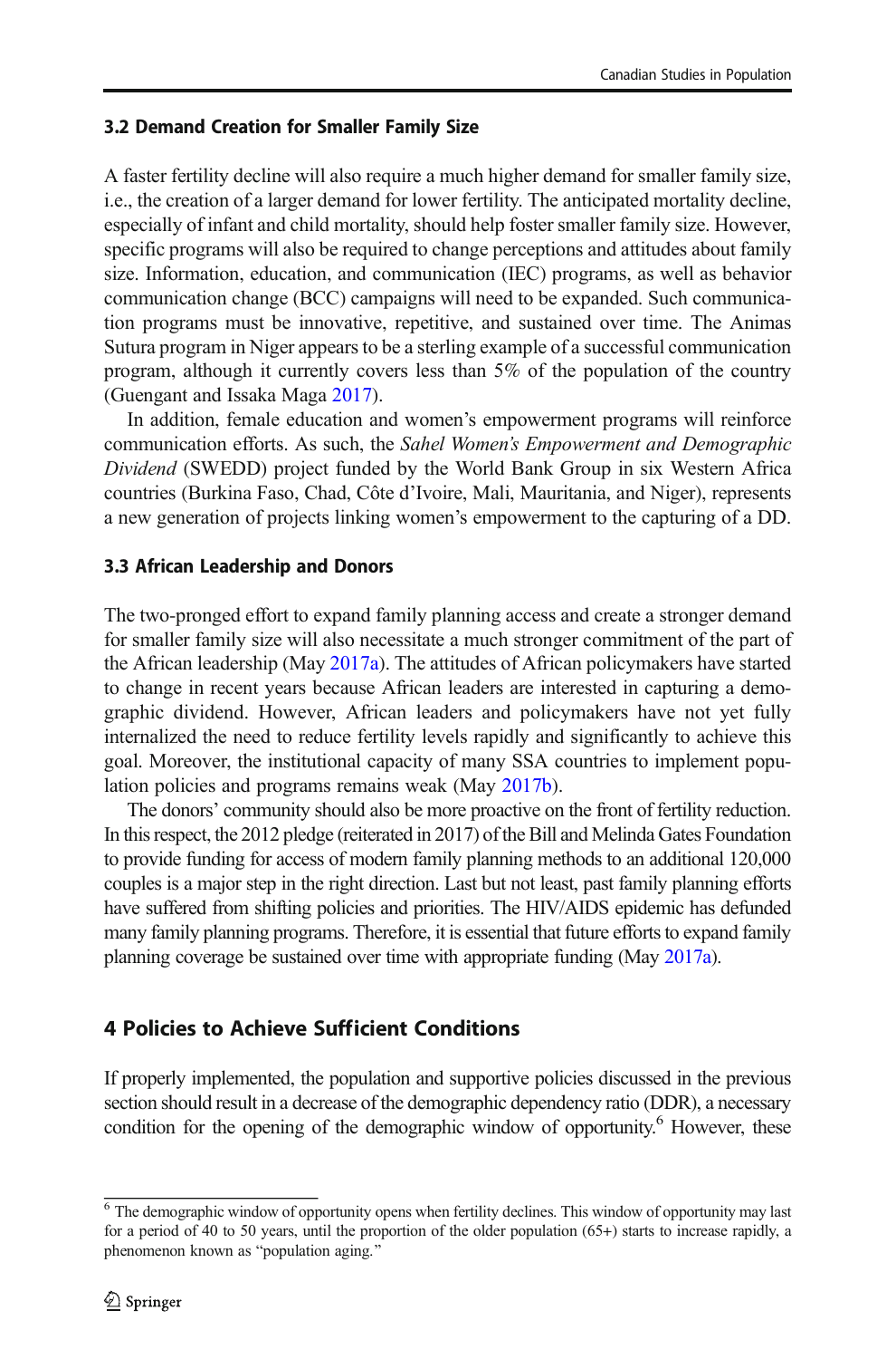### 3.2 Demand Creation for Smaller Family Size

A faster fertility decline will also require a much higher demand for smaller family size, i.e., the creation of a larger demand for lower fertility. The anticipated mortality decline, especially of infant and child mortality, should help foster smaller family size. However, specific programs will also be required to change perceptions and attitudes about family size. Information, education, and communication (IEC) programs, as well as behavior communication change (BCC) campaigns will need to be expanded. Such communication programs must be innovative, repetitive, and sustained over time. The Animas Sutura program in Niger appears to be a sterling example of a successful communication program, although it currently covers less than 5% of the population of the country (Guengant and Issaka Maga 2017).

In addition, female education and women's empowerment programs will reinforce communication efforts. As such, the *Sahel Women's Empowerment and Demographic Dividend* (SWEDD) project funded by the World Bank Group in six Western Africa countries (Burkina Faso, Chad, Côte d'Ivoire, Mali, Mauritania, and Niger), represents a new generation of projects linking women's empowerment to the capturing of a DD.

### 3.3 African Leadership and Donors

The two-pronged effort to expand family planning access and create a stronger demand for smaller family size will also necessitate a much stronger commitment of the part of the African leadership (May 2017a). The attitudes of African policymakers have started to change in recent years because African leaders are interested in capturing a demographic dividend. However, African leaders and policymakers have not yet fully internalized the need to reduce fertility levels rapidly and significantly to achieve this goal. Moreover, the institutional capacity of many SSA countries to implement population policies and programs remains weak (May 2017b).

The donors' community should also be more proactive on the front of fertility reduction. In this respect, the 2012 pledge (reiterated in 2017) of the Bill and Melinda Gates Foundation to provide funding for access of modern family planning methods to an additional 120,000 couples is a major step in the right direction. Last but not least, past family planning efforts have suffered from shifting policies and priorities. The HIV/AIDS epidemic has defunded many family planning programs. Therefore, it is essential that future efforts to expand family planning coverage be sustained over time with appropriate funding (May 2017a).

## 4 Policies to Achieve Sufficient Conditions

If properly implemented, the population and supportive policies discussed in the previous section should result in a decrease of the demographic dependency ratio (DDR), a necessary condition for the opening of the demographic window of opportunity.[6] However, these

[6] The demographic window of opportunity opens when fertility declines. This window of opportunity may last for a period of 40 to 50 years, until the proportion of the older population (65+) starts to increase rapidly, a phenomenon known as "population aging."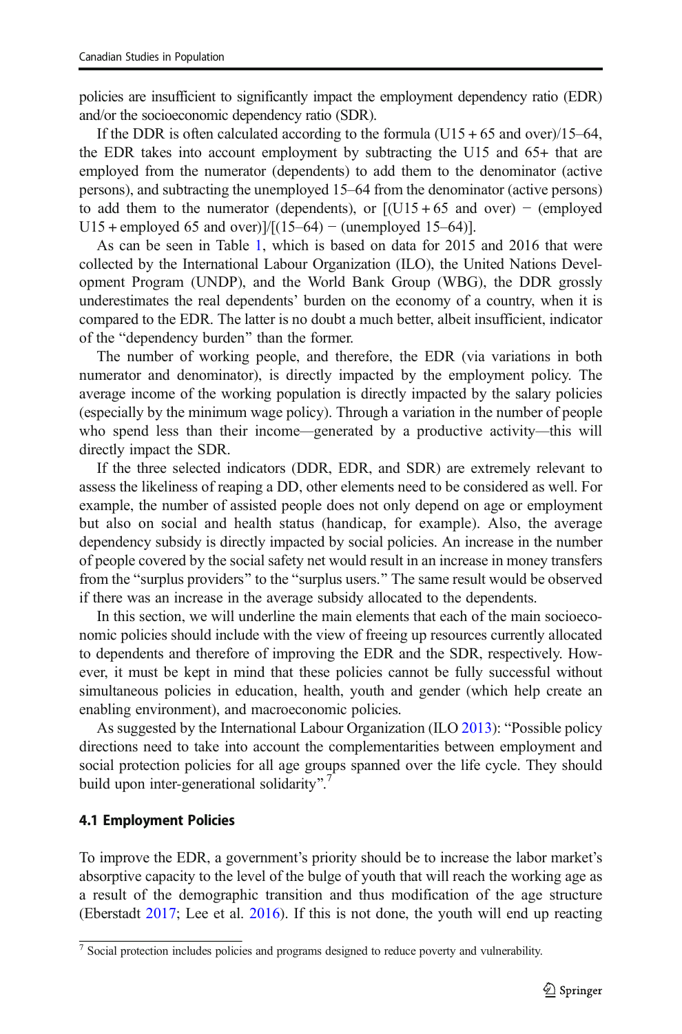policies are insufficient to significantly impact the employment dependency ratio (EDR) and/or the socioeconomic dependency ratio (SDR).

If the DDR is often calculated according to the formula (U15 + 65 and over)/15–64, the EDR takes into account employment by subtracting the U15 and 65+ that are employed from the numerator (dependents) to add them to the denominator (active persons), and subtracting the unemployed 15–64 from the denominator (active persons) to add them to the numerator (dependents), or [(U15 + 65 and over) − (employed U15 + employed 65 and over)]/[(15–64) − (unemployed 15–64)].

As can be seen in Table 1, which is based on data for 2015 and 2016 that were collected by the International Labour Organization (ILO), the United Nations Development Program (UNDP), and the World Bank Group (WBG), the DDR grossly underestimates the real dependents' burden on the economy of a country, when it is compared to the EDR. The latter is no doubt a much better, albeit insufficient, indicator of the "dependency burden" than the former.

The number of working people, and therefore, the EDR (via variations in both numerator and denominator), is directly impacted by the employment policy. The average income of the working population is directly impacted by the salary policies (especially by the minimum wage policy). Through a variation in the number of people who spend less than their income—generated by a productive activity—this will directly impact the SDR.

If the three selected indicators (DDR, EDR, and SDR) are extremely relevant to assess the likeliness of reaping a DD, other elements need to be considered as well. For example, the number of assisted people does not only depend on age or employment but also on social and health status (handicap, for example). Also, the average dependency subsidy is directly impacted by social policies. An increase in the number of people covered by the social safety net would result in an increase in money transfers from the "surplus providers" to the "surplus users." The same result would be observed if there was an increase in the average subsidy allocated to the dependents.

In this section, we will underline the main elements that each of the main socioeconomic policies should include with the view of freeing up resources currently allocated to dependents and therefore of improving the EDR and the SDR, respectively. However, it must be kept in mind that these policies cannot be fully successful without simultaneous policies in education, health, youth and gender (which help create an enabling environment), and macroeconomic policies.

As suggested by the International Labour Organization (ILO 2013): "Possible policy directions need to take into account the complementarities between employment and social protection policies for all age groups spanned over the life cycle. They should build upon inter-generational solidarity".[7]

### 4.1 Employment Policies

To improve the EDR, a government's priority should be to increase the labor market's absorptive capacity to the level of the bulge of youth that will reach the working age as a result of the demographic transition and thus modification of the age structure (Eberstadt 2017; Lee et al. 2016). If this is not done, the youth will end up reacting

[7] Social protection includes policies and programs designed to reduce poverty and vulnerability.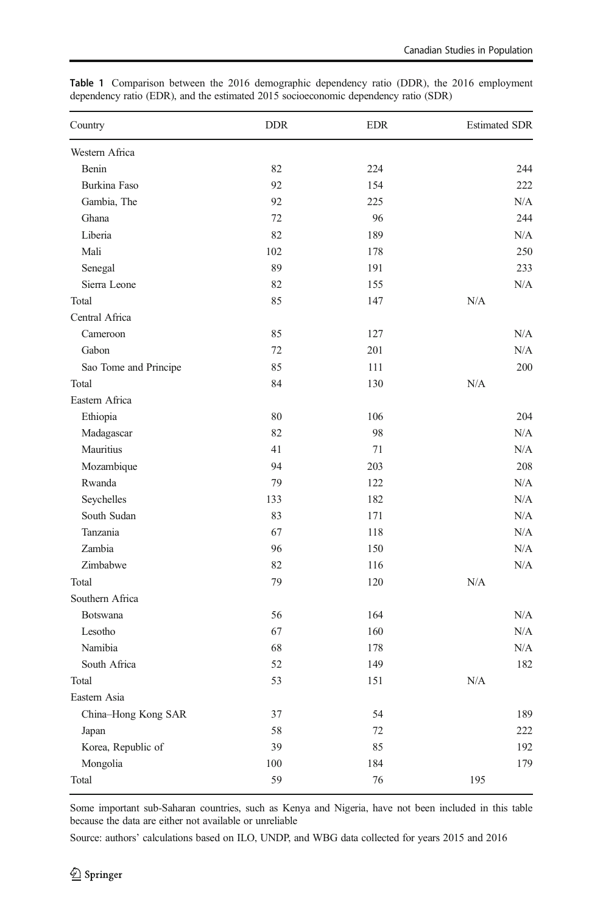**Table 1** Comparison between the 2016 demographic dependency ratio (DDR), the 2016 employment dependency ratio (EDR), and the estimated 2015 socioeconomic dependency ratio (SDR)

| Country | DDR | EDR | Estimated SDR |
|---|---|---|---|
| Western Africa | | | |
| Benin | 82 | 224 | 244 |
| Burkina Faso | 92 | 154 | 222 |
| Gambia, The | 92 | 225 | N/A |
| Ghana | 72 | 96 | 244 |
| Liberia | 82 | 189 | N/A |
| Mali | 102 | 178 | 250 |
| Senegal | 89 | 191 | 233 |
| Sierra Leone | 82 | 155 | N/A |
| Total | 85 | 147 | N/A |
| Central Africa | | | |
| Cameroon | 85 | 127 | N/A |
| Gabon | 72 | 201 | N/A |
| Sao Tome and Principe | 85 | 111 | 200 |
| Total | 84 | 130 | N/A |
| Eastern Africa | | | |
| Ethiopia | 80 | 106 | 204 |
| Madagascar | 82 | 98 | N/A |
| Mauritius | 41 | 71 | N/A |
| Mozambique | 94 | 203 | 208 |
| Rwanda | 79 | 122 | N/A |
| Seychelles | 133 | 182 | N/A |
| South Sudan | 83 | 171 | N/A |
| Tanzania | 67 | 118 | N/A |
| Zambia | 96 | 150 | N/A |
| Zimbabwe | 82 | 116 | N/A |
| Total | 79 | 120 | N/A |
| Southern Africa | | | |
| Botswana | 56 | 164 | N/A |
| Lesotho | 67 | 160 | N/A |
| Namibia | 68 | 178 | N/A |
| South Africa | 52 | 149 | 182 |
| Total | 53 | 151 | N/A |
| Eastern Asia | | | |
| China–Hong Kong SAR | 37 | 54 | 189 |
| Japan | 58 | 72 | 222 |
| Korea, Republic of | 39 | 85 | 192 |
| Mongolia | 100 | 184 | 179 |
| Total | 59 | 76 | 195 |

Some important sub-Saharan countries, such as Kenya and Nigeria, have not been included in this table because the data are either not available or unreliable

Source: authors' calculations based on ILO, UNDP, and WBG data collected for years 2015 and 2016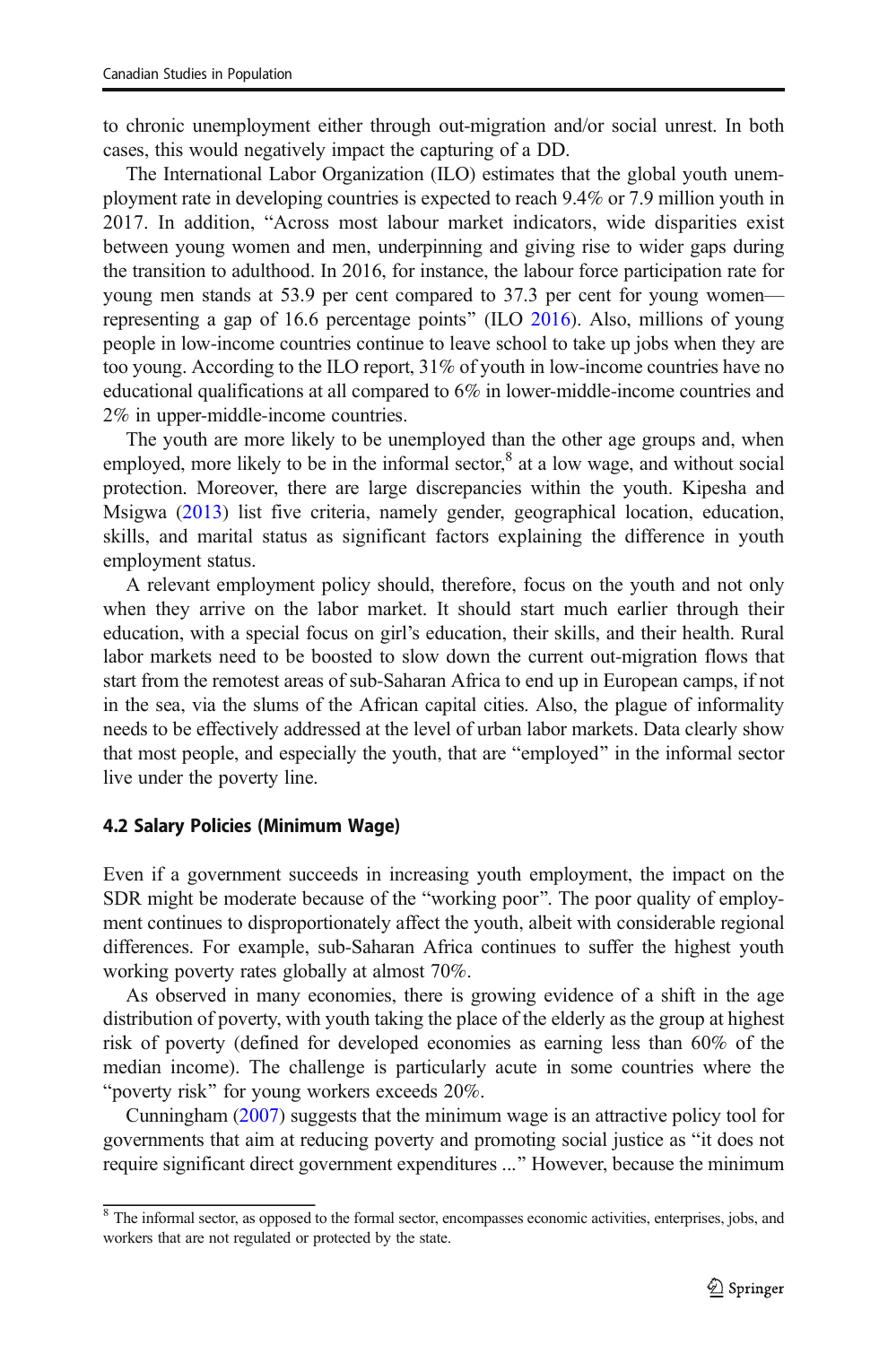to chronic unemployment either through out-migration and/or social unrest. In both cases, this would negatively impact the capturing of a DD.

The International Labor Organization (ILO) estimates that the global youth unemployment rate in developing countries is expected to reach 9.4% or 7.9 million youth in 2017. In addition, "Across most labour market indicators, wide disparities exist between young women and men, underpinning and giving rise to wider gaps during the transition to adulthood. In 2016, for instance, the labour force participation rate for young men stands at 53.9 per cent compared to 37.3 per cent for young women—representing a gap of 16.6 percentage points" (ILO 2016). Also, millions of young people in low-income countries continue to leave school to take up jobs when they are too young. According to the ILO report, 31% of youth in low-income countries have no educational qualifications at all compared to 6% in lower-middle-income countries and 2% in upper-middle-income countries.

The youth are more likely to be unemployed than the other age groups and, when employed, more likely to be in the informal sector,[8] at a low wage, and without social protection. Moreover, there are large discrepancies within the youth. Kipesha and Msigwa (2013) list five criteria, namely gender, geographical location, education, skills, and marital status as significant factors explaining the difference in youth employment status.

A relevant employment policy should, therefore, focus on the youth and not only when they arrive on the labor market. It should start much earlier through their education, with a special focus on girl's education, their skills, and their health. Rural labor markets need to be boosted to slow down the current out-migration flows that start from the remotest areas of sub-Saharan Africa to end up in European camps, if not in the sea, via the slums of the African capital cities. Also, the plague of informality needs to be effectively addressed at the level of urban labor markets. Data clearly show that most people, and especially the youth, that are "employed" in the informal sector live under the poverty line.

### 4.2 Salary Policies (Minimum Wage)

Even if a government succeeds in increasing youth employment, the impact on the SDR might be moderate because of the "working poor". The poor quality of employment continues to disproportionately affect the youth, albeit with considerable regional differences. For example, sub-Saharan Africa continues to suffer the highest youth working poverty rates globally at almost 70%.

As observed in many economies, there is growing evidence of a shift in the age distribution of poverty, with youth taking the place of the elderly as the group at highest risk of poverty (defined for developed economies as earning less than 60% of the median income). The challenge is particularly acute in some countries where the "poverty risk" for young workers exceeds 20%.

Cunningham (2007) suggests that the minimum wage is an attractive policy tool for governments that aim at reducing poverty and promoting social justice as "it does not require significant direct government expenditures ..." However, because the minimum

[8] The informal sector, as opposed to the formal sector, encompasses economic activities, enterprises, jobs, and workers that are not regulated or protected by the state.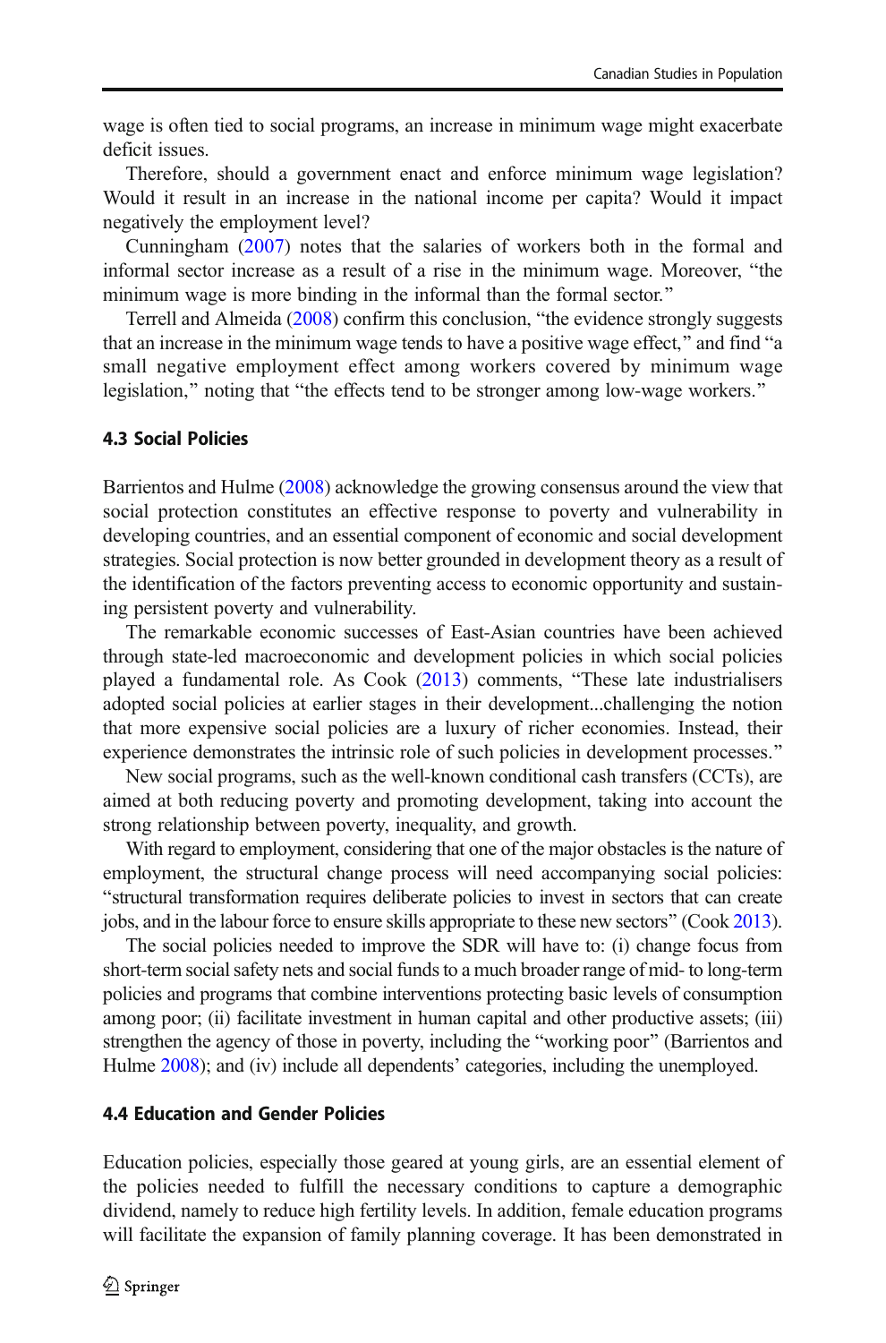wage is often tied to social programs, an increase in minimum wage might exacerbate deficit issues.

Therefore, should a government enact and enforce minimum wage legislation? Would it result in an increase in the national income per capita? Would it impact negatively the employment level?

Cunningham (2007) notes that the salaries of workers both in the formal and informal sector increase as a result of a rise in the minimum wage. Moreover, "the minimum wage is more binding in the informal than the formal sector."

Terrell and Almeida (2008) confirm this conclusion, "the evidence strongly suggests that an increase in the minimum wage tends to have a positive wage effect," and find "a small negative employment effect among workers covered by minimum wage legislation," noting that "the effects tend to be stronger among low-wage workers."

### 4.3 Social Policies

Barrientos and Hulme (2008) acknowledge the growing consensus around the view that social protection constitutes an effective response to poverty and vulnerability in developing countries, and an essential component of economic and social development strategies. Social protection is now better grounded in development theory as a result of the identification of the factors preventing access to economic opportunity and sustaining persistent poverty and vulnerability.

The remarkable economic successes of East-Asian countries have been achieved through state-led macroeconomic and development policies in which social policies played a fundamental role. As Cook (2013) comments, "These late industrialisers adopted social policies at earlier stages in their development...challenging the notion that more expensive social policies are a luxury of richer economies. Instead, their experience demonstrates the intrinsic role of such policies in development processes."

New social programs, such as the well-known conditional cash transfers (CCTs), are aimed at both reducing poverty and promoting development, taking into account the strong relationship between poverty, inequality, and growth.

With regard to employment, considering that one of the major obstacles is the nature of employment, the structural change process will need accompanying social policies: "structural transformation requires deliberate policies to invest in sectors that can create jobs, and in the labour force to ensure skills appropriate to these new sectors" (Cook 2013).

The social policies needed to improve the SDR will have to: (i) change focus from short-term social safety nets and social funds to a much broader range of mid- to long-term policies and programs that combine interventions protecting basic levels of consumption among poor; (ii) facilitate investment in human capital and other productive assets; (iii) strengthen the agency of those in poverty, including the "working poor" (Barrientos and Hulme 2008); and (iv) include all dependents' categories, including the unemployed.

### 4.4 Education and Gender Policies

Education policies, especially those geared at young girls, are an essential element of the policies needed to fulfill the necessary conditions to capture a demographic dividend, namely to reduce high fertility levels. In addition, female education programs will facilitate the expansion of family planning coverage. It has been demonstrated in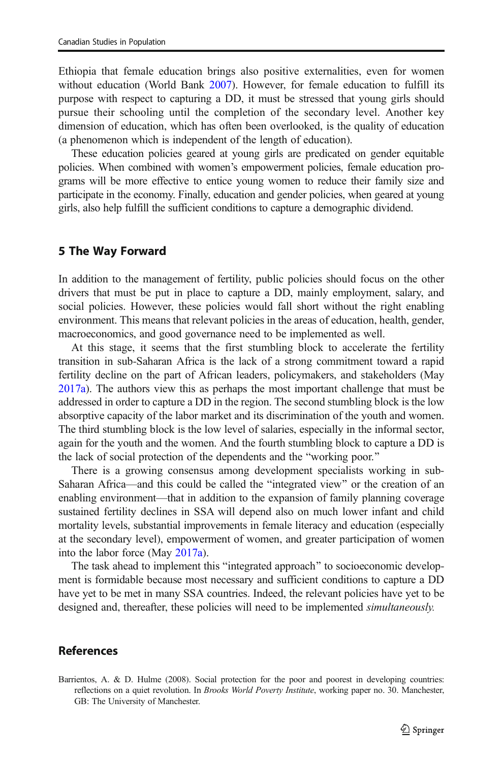Ethiopia that female education brings also positive externalities, even for women without education (World Bank 2007). However, for female education to fulfill its purpose with respect to capturing a DD, it must be stressed that young girls should pursue their schooling until the completion of the secondary level. Another key dimension of education, which has often been overlooked, is the quality of education (a phenomenon which is independent of the length of education).

These education policies geared at young girls are predicated on gender equitable policies. When combined with women's empowerment policies, female education programs will be more effective to entice young women to reduce their family size and participate in the economy. Finally, education and gender policies, when geared at young girls, also help fulfill the sufficient conditions to capture a demographic dividend.

## 5 The Way Forward

In addition to the management of fertility, public policies should focus on the other drivers that must be put in place to capture a DD, mainly employment, salary, and social policies. However, these policies would fall short without the right enabling environment. This means that relevant policies in the areas of education, health, gender, macroeconomics, and good governance need to be implemented as well.

At this stage, it seems that the first stumbling block to accelerate the fertility transition in sub-Saharan Africa is the lack of a strong commitment toward a rapid fertility decline on the part of African leaders, policymakers, and stakeholders (May 2017a). The authors view this as perhaps the most important challenge that must be addressed in order to capture a DD in the region. The second stumbling block is the low absorptive capacity of the labor market and its discrimination of the youth and women. The third stumbling block is the low level of salaries, especially in the informal sector, again for the youth and the women. And the fourth stumbling block to capture a DD is the lack of social protection of the dependents and the "working poor."

There is a growing consensus among development specialists working in sub-Saharan Africa—and this could be called the "integrated view" or the creation of an enabling environment—that in addition to the expansion of family planning coverage sustained fertility declines in SSA will depend also on much lower infant and child mortality levels, substantial improvements in female literacy and education (especially at the secondary level), empowerment of women, and greater participation of women into the labor force (May 2017a).

The task ahead to implement this "integrated approach" to socioeconomic development is formidable because most necessary and sufficient conditions to capture a DD have yet to be met in many SSA countries. Indeed, the relevant policies have yet to be designed and, thereafter, these policies will need to be implemented *simultaneously.*

## References

Barrientos, A. & D. Hulme (2008). Social protection for the poor and poorest in developing countries: reflections on a quiet revolution. In *Brooks World Poverty Institute*, working paper no. 30. Manchester, GB: The University of Manchester.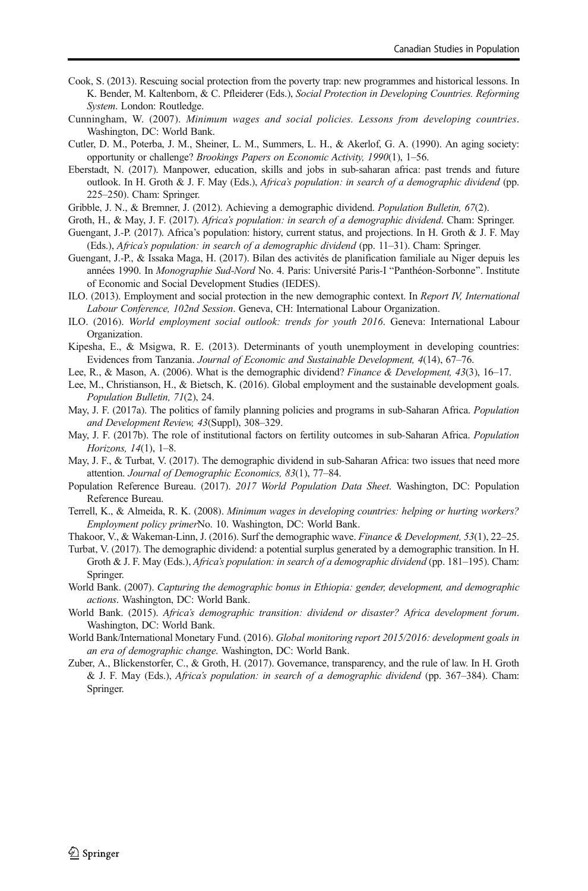Cook, S. (2013). Rescuing social protection from the poverty trap: new programmes and historical lessons. In K. Bender, M. Kaltenborn, & C. Pfleiderer (Eds.), *Social Protection in Developing Countries. Reforming System*. London: Routledge.

Cunningham, W. (2007). *Minimum wages and social policies. Lessons from developing countries*. Washington, DC: World Bank.

Cutler, D. M., Poterba, J. M., Sheiner, L. M., Summers, L. H., & Akerlof, G. A. (1990). An aging society: opportunity or challenge? *Brookings Papers on Economic Activity, 1990*(1), 1–56.

Eberstadt, N. (2017). Manpower, education, skills and jobs in sub-saharan africa: past trends and future outlook. In H. Groth & J. F. May (Eds.), *Africa's population: in search of a demographic dividend* (pp. 225–250). Cham: Springer.

Gribble, J. N., & Bremner, J. (2012). Achieving a demographic dividend. *Population Bulletin, 67*(2).

Groth, H., & May, J. F. (2017). *Africa's population: in search of a demographic dividend*. Cham: Springer.

Guengant, J.-P. (2017). Africa's population: history, current status, and projections. In H. Groth & J. F. May (Eds.), *Africa's population: in search of a demographic dividend* (pp. 11–31). Cham: Springer.

Guengant, J.-P., & Issaka Maga, H. (2017). Bilan des activités de planification familiale au Niger depuis les années 1990. In *Monographie Sud-Nord* No. 4. Paris: Université Paris-I "Panthéon-Sorbonne". Institute of Economic and Social Development Studies (IEDES).

ILO. (2013). Employment and social protection in the new demographic context. In *Report IV, International Labour Conference, 102nd Session*. Geneva, CH: International Labour Organization.

ILO. (2016). *World employment social outlook: trends for youth 2016*. Geneva: International Labour Organization.

Kipesha, E., & Msigwa, R. E. (2013). Determinants of youth unemployment in developing countries: Evidences from Tanzania. *Journal of Economic and Sustainable Development, 4*(14), 67–76.

Lee, R., & Mason, A. (2006). What is the demographic dividend? *Finance & Development, 43*(3), 16–17.

Lee, M., Christianson, H., & Bietsch, K. (2016). Global employment and the sustainable development goals. *Population Bulletin, 71*(2), 24.

May, J. F. (2017a). The politics of family planning policies and programs in sub-Saharan Africa. *Population and Development Review, 43*(Suppl), 308–329.

May, J. F. (2017b). The role of institutional factors on fertility outcomes in sub-Saharan Africa. *Population Horizons, 14*(1), 1–8.

May, J. F., & Turbat, V. (2017). The demographic dividend in sub-Saharan Africa: two issues that need more attention. *Journal of Demographic Economics, 83*(1), 77–84.

Population Reference Bureau. (2017). *2017 World Population Data Sheet*. Washington, DC: Population Reference Bureau.

Terrell, K., & Almeida, R. K. (2008). *Minimum wages in developing countries: helping or hurting workers? Employment policy primer*No. 10. Washington, DC: World Bank.

Thakoor, V., & Wakeman-Linn, J. (2016). Surf the demographic wave. *Finance & Development, 53*(1), 22–25.

Turbat, V. (2017). The demographic dividend: a potential surplus generated by a demographic transition. In H. Groth & J. F. May (Eds.), *Africa's population: in search of a demographic dividend* (pp. 181–195). Cham: Springer.

World Bank. (2007). *Capturing the demographic bonus in Ethiopia: gender, development, and demographic actions*. Washington, DC: World Bank.

World Bank. (2015). *Africa's demographic transition: dividend or disaster? Africa development forum*. Washington, DC: World Bank.

World Bank/International Monetary Fund. (2016). *Global monitoring report 2015/2016: development goals in an era of demographic change*. Washington, DC: World Bank.

Zuber, A., Blickenstorfer, C., & Groth, H. (2017). Governance, transparency, and the rule of law. In H. Groth & J. F. May (Eds.), *Africa's population: in search of a demographic dividend* (pp. 367–384). Cham: Springer.